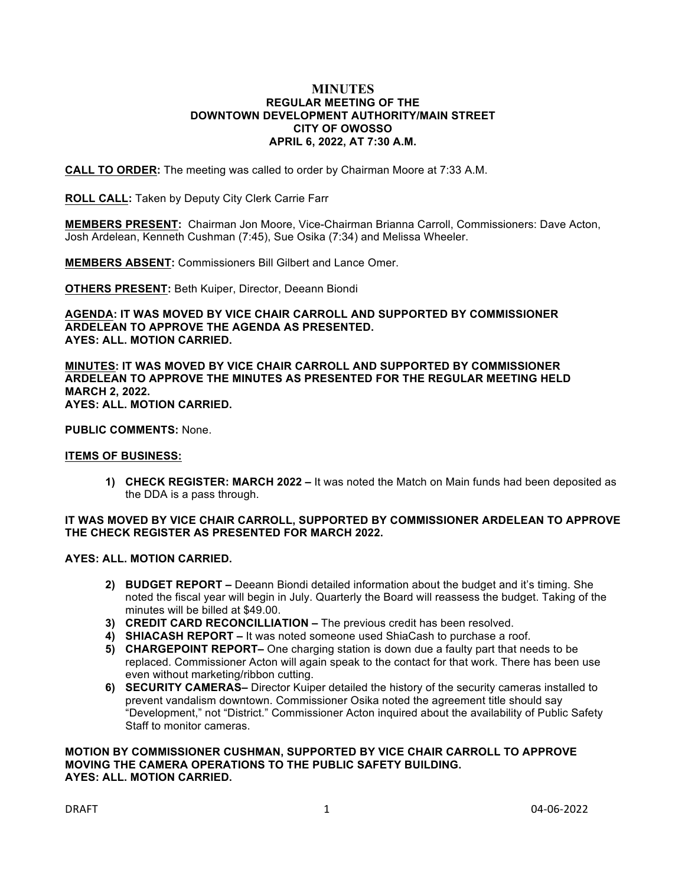# MINUTES
## REGULAR MEETING OF THE DOWNTOWN DEVELOPMENT AUTHORITY/MAIN STREET CITY OF OWOSSO APRIL 6, 2022, AT 7:30 A.M.

**CALL TO ORDER:** The meeting was called to order by Chairman Moore at 7:33 A.M.

**ROLL CALL:** Taken by Deputy City Clerk Carrie Farr

**MEMBERS PRESENT:** Chairman Jon Moore, Vice-Chairman Brianna Carroll, Commissioners: Dave Acton, Josh Ardelean, Kenneth Cushman (7:45), Sue Osika (7:34) and Melissa Wheeler.

**MEMBERS ABSENT:** Commissioners Bill Gilbert and Lance Omer.

**OTHERS PRESENT:** Beth Kuiper, Director, Deeann Biondi

**AGENDA: IT WAS MOVED BY VICE CHAIR CARROLL AND SUPPORTED BY COMMISSIONER ARDELEAN TO APPROVE THE AGENDA AS PRESENTED.**
**AYES: ALL. MOTION CARRIED.**

**MINUTES: IT WAS MOVED BY VICE CHAIR CARROLL AND SUPPORTED BY COMMISSIONER ARDELEAN TO APPROVE THE MINUTES AS PRESENTED FOR THE REGULAR MEETING HELD MARCH 2, 2022.**
**AYES: ALL. MOTION CARRIED.**

**PUBLIC COMMENTS:** None.

**ITEMS OF BUSINESS:**

1) **CHECK REGISTER: MARCH 2022 –** It was noted the Match on Main funds had been deposited as the DDA is a pass through.

**IT WAS MOVED BY VICE CHAIR CARROLL, SUPPORTED BY COMMISSIONER ARDELEAN TO APPROVE THE CHECK REGISTER AS PRESENTED FOR MARCH 2022.**

**AYES: ALL. MOTION CARRIED.**

2) **BUDGET REPORT –** Deeann Biondi detailed information about the budget and it's timing. She noted the fiscal year will begin in July. Quarterly the Board will reassess the budget. Taking of the minutes will be billed at $49.00.
3) **CREDIT CARD RECONCILLIATION –** The previous credit has been resolved.
4) **SHIACASH REPORT –** It was noted someone used ShiaCash to purchase a roof.
5) **CHARGEPOINT REPORT–** One charging station is down due a faulty part that needs to be replaced. Commissioner Acton will again speak to the contact for that work. There has been use even without marketing/ribbon cutting.
6) **SECURITY CAMERAS–** Director Kuiper detailed the history of the security cameras installed to prevent vandalism downtown. Commissioner Osika noted the agreement title should say "Development," not "District." Commissioner Acton inquired about the availability of Public Safety Staff to monitor cameras.

**MOTION BY COMMISSIONER CUSHMAN, SUPPORTED BY VICE CHAIR CARROLL TO APPROVE MOVING THE CAMERA OPERATIONS TO THE PUBLIC SAFETY BUILDING.**
**AYES: ALL. MOTION CARRIED.**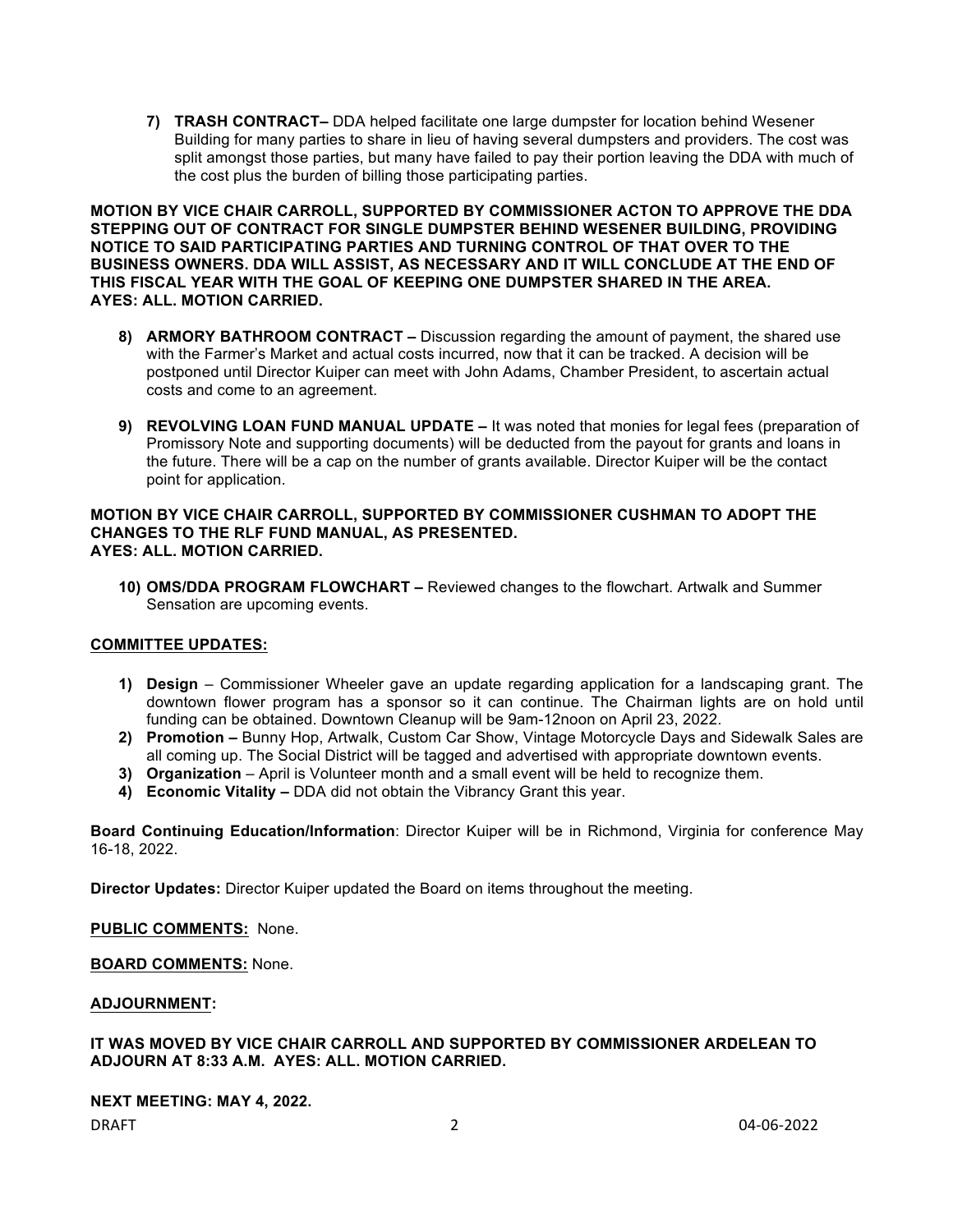7) **TRASH CONTRACT–** DDA helped facilitate one large dumpster for location behind Wesener Building for many parties to share in lieu of having several dumpsters and providers. The cost was split amongst those parties, but many have failed to pay their portion leaving the DDA with much of the cost plus the burden of billing those participating parties.

**MOTION BY VICE CHAIR CARROLL, SUPPORTED BY COMMISSIONER ACTON TO APPROVE THE DDA STEPPING OUT OF CONTRACT FOR SINGLE DUMPSTER BEHIND WESENER BUILDING, PROVIDING NOTICE TO SAID PARTICIPATING PARTIES AND TURNING CONTROL OF THAT OVER TO THE BUSINESS OWNERS. DDA WILL ASSIST, AS NECESSARY AND IT WILL CONCLUDE AT THE END OF THIS FISCAL YEAR WITH THE GOAL OF KEEPING ONE DUMPSTER SHARED IN THE AREA.**
**AYES: ALL. MOTION CARRIED.**

8) **ARMORY BATHROOM CONTRACT –** Discussion regarding the amount of payment, the shared use with the Farmer's Market and actual costs incurred, now that it can be tracked. A decision will be postponed until Director Kuiper can meet with John Adams, Chamber President, to ascertain actual costs and come to an agreement.

9) **REVOLVING LOAN FUND MANUAL UPDATE –** It was noted that monies for legal fees (preparation of Promissory Note and supporting documents) will be deducted from the payout for grants and loans in the future. There will be a cap on the number of grants available. Director Kuiper will be the contact point for application.

**MOTION BY VICE CHAIR CARROLL, SUPPORTED BY COMMISSIONER CUSHMAN TO ADOPT THE CHANGES TO THE RLF FUND MANUAL, AS PRESENTED.**
**AYES: ALL. MOTION CARRIED.**

10) **OMS/DDA PROGRAM FLOWCHART –** Reviewed changes to the flowchart. Artwalk and Summer Sensation are upcoming events.

**COMMITTEE UPDATES:**

1) **Design** – Commissioner Wheeler gave an update regarding application for a landscaping grant. The downtown flower program has a sponsor so it can continue. The Chairman lights are on hold until funding can be obtained. Downtown Cleanup will be 9am-12noon on April 23, 2022.
2) **Promotion –** Bunny Hop, Artwalk, Custom Car Show, Vintage Motorcycle Days and Sidewalk Sales are all coming up. The Social District will be tagged and advertised with appropriate downtown events.
3) **Organization** – April is Volunteer month and a small event will be held to recognize them.
4) **Economic Vitality –** DDA did not obtain the Vibrancy Grant this year.

**Board Continuing Education/Information**: Director Kuiper will be in Richmond, Virginia for conference May 16-18, 2022.

**Director Updates:** Director Kuiper updated the Board on items throughout the meeting.

**PUBLIC COMMENTS:** None.

**BOARD COMMENTS:** None.

**ADJOURNMENT:**

**IT WAS MOVED BY VICE CHAIR CARROLL AND SUPPORTED BY COMMISSIONER ARDELEAN TO ADJOURN AT 8:33 A.M. AYES: ALL. MOTION CARRIED.**

**NEXT MEETING: MAY 4, 2022.**

DRAFT 04-06-2022